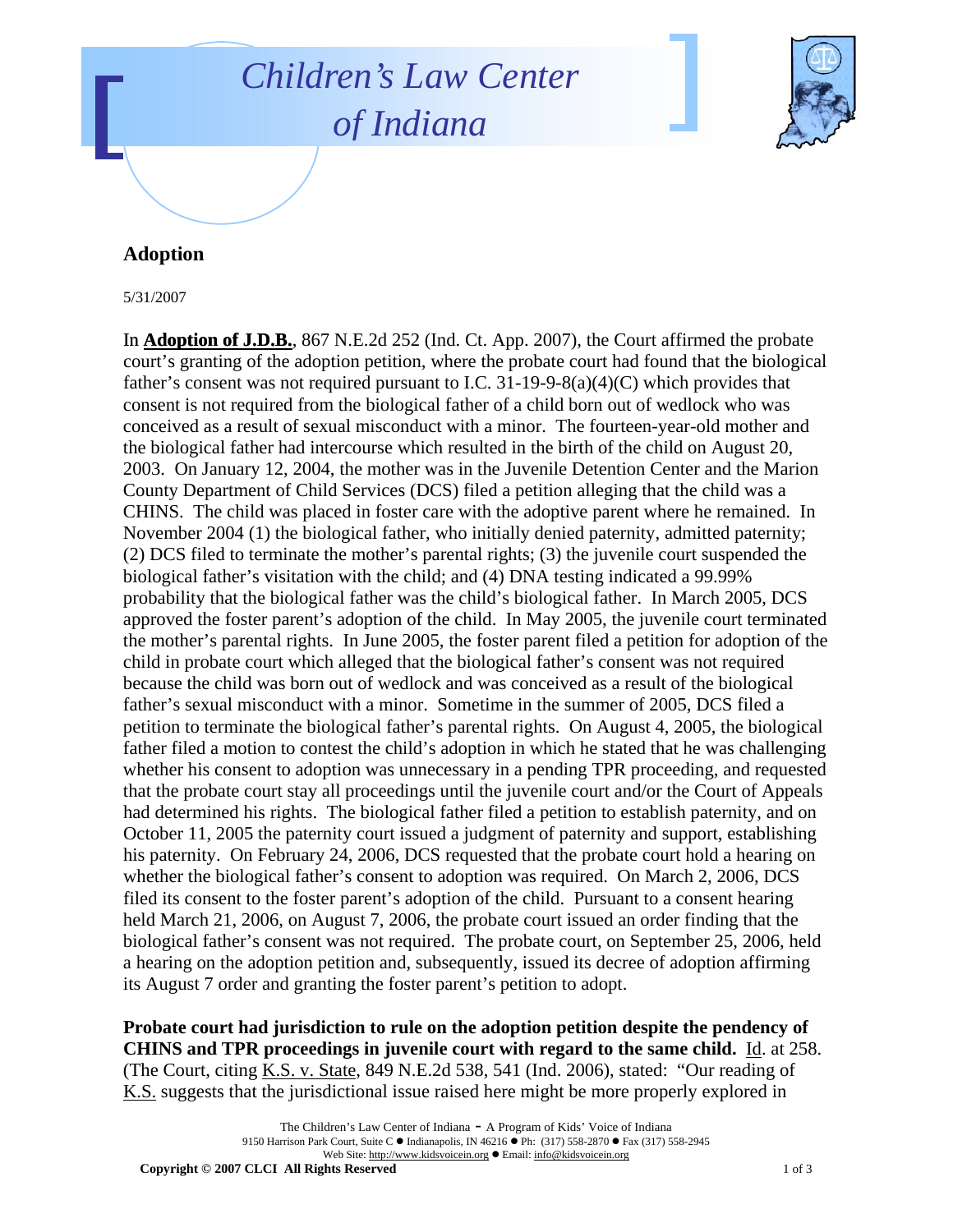# Children's Law Center of Indiana

## Adoption

5/31/2007

In **Adoption of J.D.B.**, 867 N.E.2d 252 (Ind. Ct. App. 2007), the Court affirmed the probate court's granting of the adoption petition, where the probate court had found that the biological father's consent was not required pursuant to I.C. 31-19-9-8(a)(4)(C) which provides that consent is not required from the biological father of a child born out of wedlock who was conceived as a result of sexual misconduct with a minor. The fourteen-year-old mother and the biological father had intercourse which resulted in the birth of the child on August 20, 2003. On January 12, 2004, the mother was in the Juvenile Detention Center and the Marion County Department of Child Services (DCS) filed a petition alleging that the child was a CHINS. The child was placed in foster care with the adoptive parent where he remained. In November 2004 (1) the biological father, who initially denied paternity, admitted paternity; (2) DCS filed to terminate the mother's parental rights; (3) the juvenile court suspended the biological father's visitation with the child; and (4) DNA testing indicated a 99.99% probability that the biological father was the child's biological father. In March 2005, DCS approved the foster parent's adoption of the child. In May 2005, the juvenile court terminated the mother's parental rights. In June 2005, the foster parent filed a petition for adoption of the child in probate court which alleged that the biological father's consent was not required because the child was born out of wedlock and was conceived as a result of the biological father's sexual misconduct with a minor. Sometime in the summer of 2005, DCS filed a petition to terminate the biological father's parental rights. On August 4, 2005, the biological father filed a motion to contest the child's adoption in which he stated that he was challenging whether his consent to adoption was unnecessary in a pending TPR proceeding, and requested that the probate court stay all proceedings until the juvenile court and/or the Court of Appeals had determined his rights. The biological father filed a petition to establish paternity, and on October 11, 2005 the paternity court issued a judgment of paternity and support, establishing his paternity. On February 24, 2006, DCS requested that the probate court hold a hearing on whether the biological father's consent to adoption was required. On March 2, 2006, DCS filed its consent to the foster parent's adoption of the child. Pursuant to a consent hearing held March 21, 2006, on August 7, 2006, the probate court issued an order finding that the biological father's consent was not required. The probate court, on September 25, 2006, held a hearing on the adoption petition and, subsequently, issued its decree of adoption affirming its August 7 order and granting the foster parent's petition to adopt.

**Probate court had jurisdiction to rule on the adoption petition despite the pendency of CHINS and TPR proceedings in juvenile court with regard to the same child.** Id. at 258. (The Court, citing K.S. v. State, 849 N.E.2d 538, 541 (Ind. 2006), stated: "Our reading of K.S. suggests that the jurisdictional issue raised here might be more properly explored in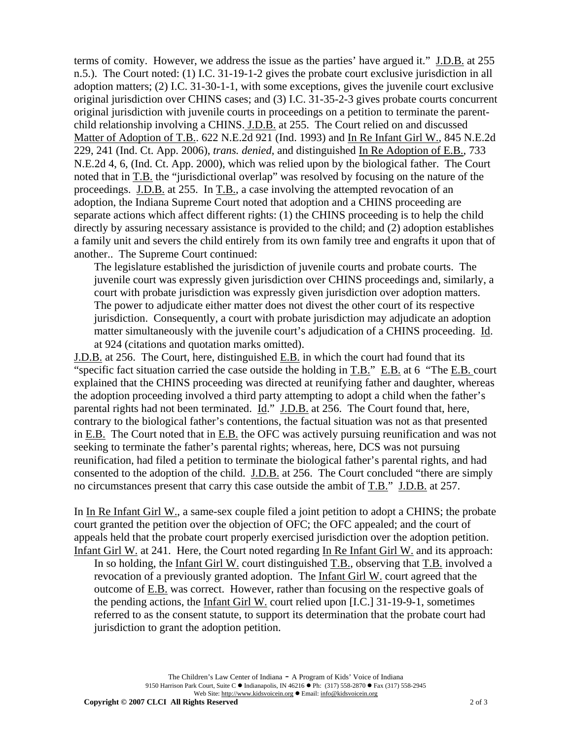terms of comity. However, we address the issue as the parties' have argued it." J.D.B. at 255 n.5.). The Court noted: (1) I.C. 31-19-1-2 gives the probate court exclusive jurisdiction in all adoption matters; (2) I.C. 31-30-1-1, with some exceptions, gives the juvenile court exclusive original jurisdiction over CHINS cases; and (3) I.C. 31-35-2-3 gives probate courts concurrent original jurisdiction with juvenile courts in proceedings on a petition to terminate the parent-child relationship involving a CHINS. J.D.B. at 255. The Court relied on and discussed Matter of Adoption of T.B.. 622 N.E.2d 921 (Ind. 1993) and In Re Infant Girl W., 845 N.E.2d 229, 241 (Ind. Ct. App. 2006), *trans. denied*, and distinguished In Re Adoption of E.B., 733 N.E.2d 4, 6, (Ind. Ct. App. 2000), which was relied upon by the biological father. The Court noted that in T.B. the "jurisdictional overlap" was resolved by focusing on the nature of the proceedings. J.D.B. at 255. In T.B., a case involving the attempted revocation of an adoption, the Indiana Supreme Court noted that adoption and a CHINS proceeding are separate actions which affect different rights: (1) the CHINS proceeding is to help the child directly by assuring necessary assistance is provided to the child; and (2) adoption establishes a family unit and severs the child entirely from its own family tree and engrafts it upon that of another.. The Supreme Court continued:

> The legislature established the jurisdiction of juvenile courts and probate courts. The juvenile court was expressly given jurisdiction over CHINS proceedings and, similarly, a court with probate jurisdiction was expressly given jurisdiction over adoption matters. The power to adjudicate either matter does not divest the other court of its respective jurisdiction. Consequently, a court with probate jurisdiction may adjudicate an adoption matter simultaneously with the juvenile court's adjudication of a CHINS proceeding. Id. at 924 (citations and quotation marks omitted).

J.D.B. at 256. The Court, here, distinguished E.B. in which the court had found that its "specific fact situation carried the case outside the holding in T.B." E.B. at 6 "The E.B. court explained that the CHINS proceeding was directed at reunifying father and daughter, whereas the adoption proceeding involved a third party attempting to adopt a child when the father's parental rights had not been terminated. Id." J.D.B. at 256. The Court found that, here, contrary to the biological father's contentions, the factual situation was not as that presented in E.B. The Court noted that in E.B. the OFC was actively pursuing reunification and was not seeking to terminate the father's parental rights; whereas, here, DCS was not pursuing reunification, had filed a petition to terminate the biological father's parental rights, and had consented to the adoption of the child. J.D.B. at 256. The Court concluded "there are simply no circumstances present that carry this case outside the ambit of T.B." J.D.B. at 257.

In In Re Infant Girl W., a same-sex couple filed a joint petition to adopt a CHINS; the probate court granted the petition over the objection of OFC; the OFC appealed; and the court of appeals held that the probate court properly exercised jurisdiction over the adoption petition. Infant Girl W. at 241. Here, the Court noted regarding In Re Infant Girl W. and its approach:

> In so holding, the Infant Girl W. court distinguished T.B., observing that T.B. involved a revocation of a previously granted adoption. The Infant Girl W. court agreed that the outcome of E.B. was correct. However, rather than focusing on the respective goals of the pending actions, the Infant Girl W. court relied upon [I.C.] 31-19-9-1, sometimes referred to as the consent statute, to support its determination that the probate court had jurisdiction to grant the adoption petition.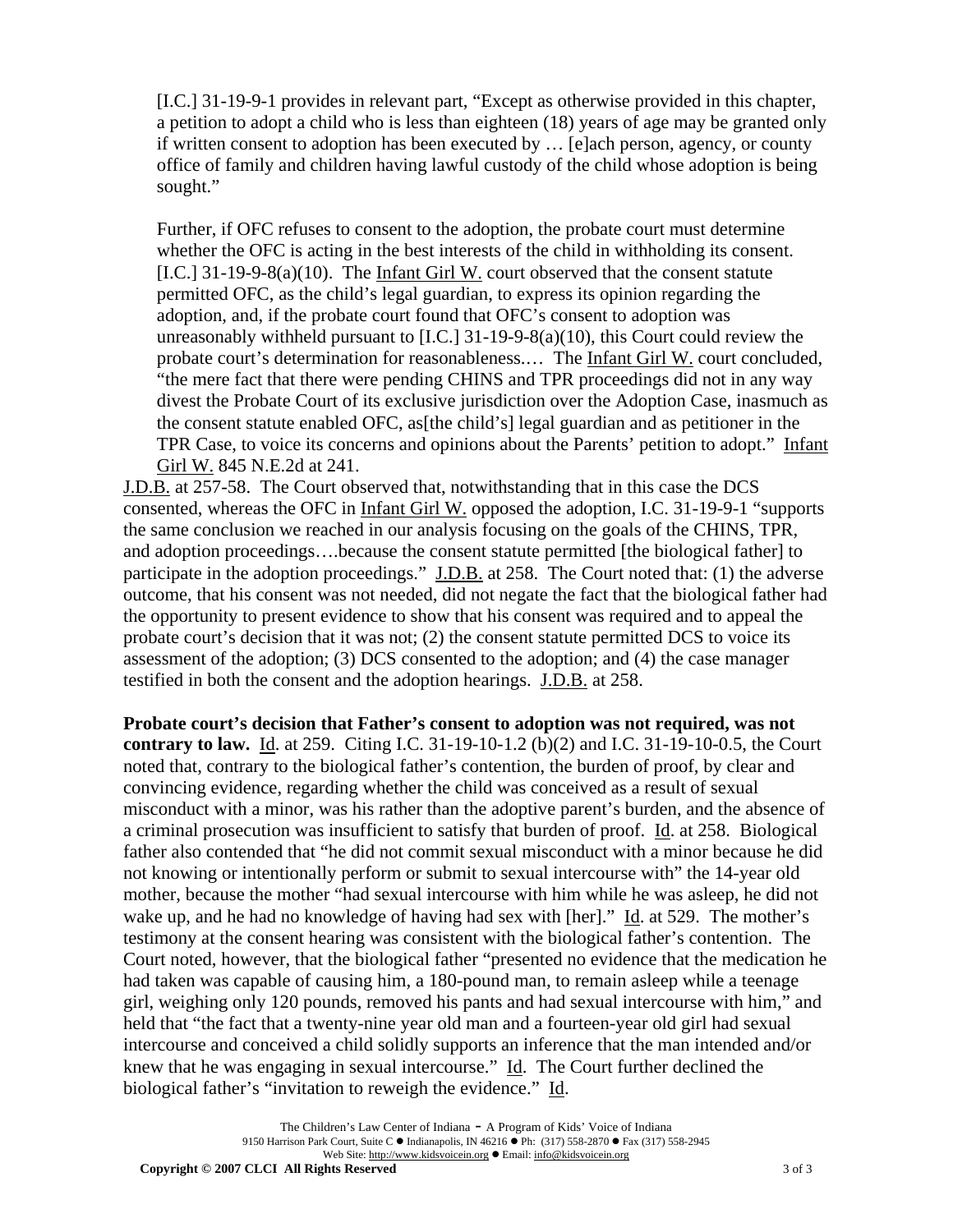> [I.C.] 31-19-9-1 provides in relevant part, "Except as otherwise provided in this chapter, a petition to adopt a child who is less than eighteen (18) years of age may be granted only if written consent to adoption has been executed by … [e]ach person, agency, or county office of family and children having lawful custody of the child whose adoption is being sought."
>
> Further, if OFC refuses to consent to the adoption, the probate court must determine whether the OFC is acting in the best interests of the child in withholding its consent. [I.C.] 31-19-9-8(a)(10). The Infant Girl W. court observed that the consent statute permitted OFC, as the child's legal guardian, to express its opinion regarding the adoption, and, if the probate court found that OFC's consent to adoption was unreasonably withheld pursuant to [I.C.] 31-19-9-8(a)(10), this Court could review the probate court's determination for reasonableness.… The Infant Girl W. court concluded, "the mere fact that there were pending CHINS and TPR proceedings did not in any way divest the Probate Court of its exclusive jurisdiction over the Adoption Case, inasmuch as the consent statute enabled OFC, as[the child's] legal guardian and as petitioner in the TPR Case, to voice its concerns and opinions about the Parents' petition to adopt." Infant Girl W. 845 N.E.2d at 241.

J.D.B. at 257-58. The Court observed that, notwithstanding that in this case the DCS consented, whereas the OFC in Infant Girl W. opposed the adoption, I.C. 31-19-9-1 "supports the same conclusion we reached in our analysis focusing on the goals of the CHINS, TPR, and adoption proceedings….because the consent statute permitted [the biological father] to participate in the adoption proceedings." J.D.B. at 258. The Court noted that: (1) the adverse outcome, that his consent was not needed, did not negate the fact that the biological father had the opportunity to present evidence to show that his consent was required and to appeal the probate court's decision that it was not; (2) the consent statute permitted DCS to voice its assessment of the adoption; (3) DCS consented to the adoption; and (4) the case manager testified in both the consent and the adoption hearings. J.D.B. at 258.

**Probate court's decision that Father's consent to adoption was not required, was not contrary to law.** Id. at 259. Citing I.C. 31-19-10-1.2 (b)(2) and I.C. 31-19-10-0.5, the Court noted that, contrary to the biological father's contention, the burden of proof, by clear and convincing evidence, regarding whether the child was conceived as a result of sexual misconduct with a minor, was his rather than the adoptive parent's burden, and the absence of a criminal prosecution was insufficient to satisfy that burden of proof. Id. at 258. Biological father also contended that "he did not commit sexual misconduct with a minor because he did not knowing or intentionally perform or submit to sexual intercourse with" the 14-year old mother, because the mother "had sexual intercourse with him while he was asleep, he did not wake up, and he had no knowledge of having had sex with [her]." Id. at 529. The mother's testimony at the consent hearing was consistent with the biological father's contention. The Court noted, however, that the biological father "presented no evidence that the medication he had taken was capable of causing him, a 180-pound man, to remain asleep while a teenage girl, weighing only 120 pounds, removed his pants and had sexual intercourse with him," and held that "the fact that a twenty-nine year old man and a fourteen-year old girl had sexual intercourse and conceived a child solidly supports an inference that the man intended and/or knew that he was engaging in sexual intercourse." Id. The Court further declined the biological father's "invitation to reweigh the evidence." Id.